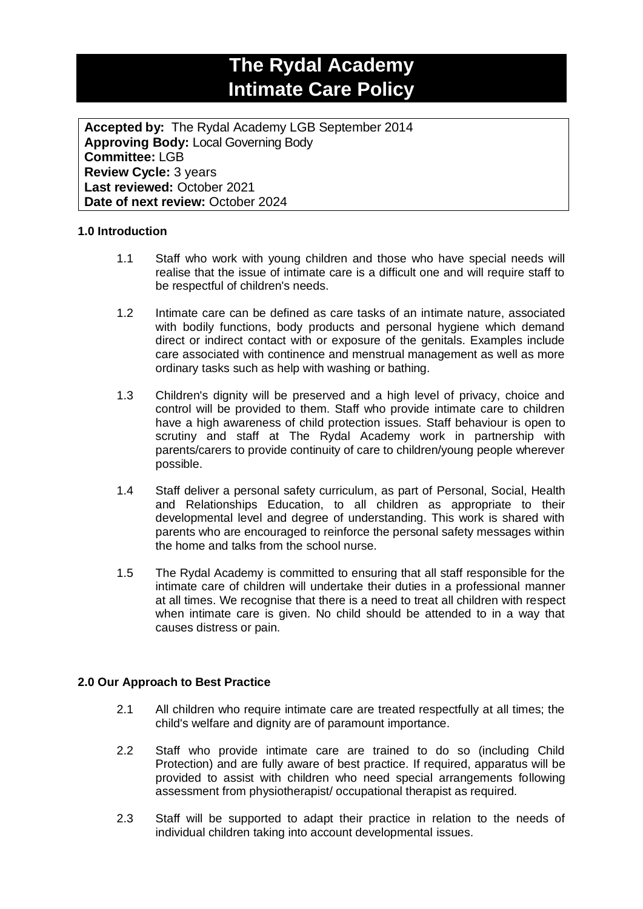# The Rydal Academy
# Intimate Care Policy

**Accepted by:** The Rydal Academy LGB September 2014
**Approving Body:** Local Governing Body
**Committee:** LGB
**Review Cycle:** 3 years
**Last reviewed:** October 2021
**Date of next review:** October 2024

## 1.0 Introduction

1.1 Staff who work with young children and those who have special needs will realise that the issue of intimate care is a difficult one and will require staff to be respectful of children's needs.

1.2 Intimate care can be defined as care tasks of an intimate nature, associated with bodily functions, body products and personal hygiene which demand direct or indirect contact with or exposure of the genitals. Examples include care associated with continence and menstrual management as well as more ordinary tasks such as help with washing or bathing.

1.3 Children's dignity will be preserved and a high level of privacy, choice and control will be provided to them. Staff who provide intimate care to children have a high awareness of child protection issues. Staff behaviour is open to scrutiny and staff at The Rydal Academy work in partnership with parents/carers to provide continuity of care to children/young people wherever possible.

1.4 Staff deliver a personal safety curriculum, as part of Personal, Social, Health and Relationships Education, to all children as appropriate to their developmental level and degree of understanding. This work is shared with parents who are encouraged to reinforce the personal safety messages within the home and talks from the school nurse.

1.5 The Rydal Academy is committed to ensuring that all staff responsible for the intimate care of children will undertake their duties in a professional manner at all times. We recognise that there is a need to treat all children with respect when intimate care is given. No child should be attended to in a way that causes distress or pain.

## 2.0 Our Approach to Best Practice

2.1 All children who require intimate care are treated respectfully at all times; the child's welfare and dignity are of paramount importance.

2.2 Staff who provide intimate care are trained to do so (including Child Protection) and are fully aware of best practice. If required, apparatus will be provided to assist with children who need special arrangements following assessment from physiotherapist/ occupational therapist as required.

2.3 Staff will be supported to adapt their practice in relation to the needs of individual children taking into account developmental issues.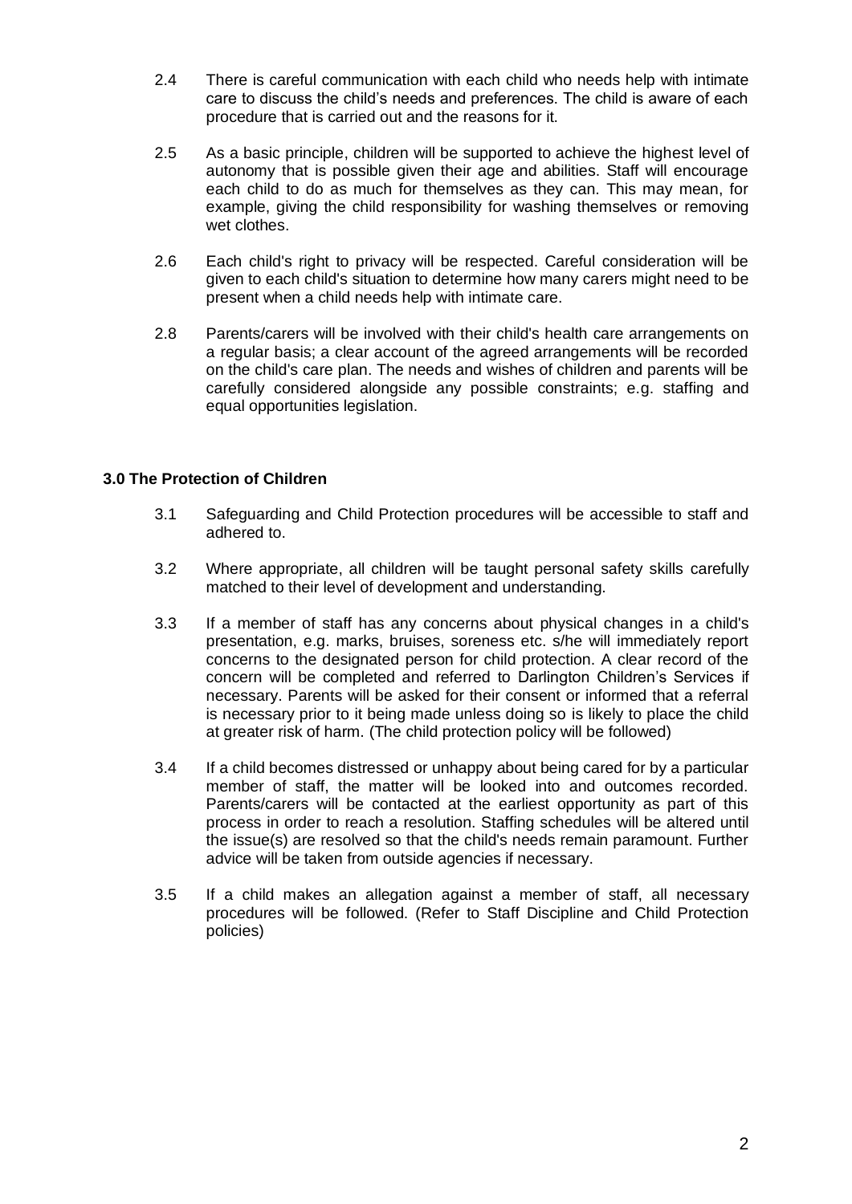2.4 There is careful communication with each child who needs help with intimate care to discuss the child's needs and preferences. The child is aware of each procedure that is carried out and the reasons for it.

2.5 As a basic principle, children will be supported to achieve the highest level of autonomy that is possible given their age and abilities. Staff will encourage each child to do as much for themselves as they can. This may mean, for example, giving the child responsibility for washing themselves or removing wet clothes.

2.6 Each child's right to privacy will be respected. Careful consideration will be given to each child's situation to determine how many carers might need to be present when a child needs help with intimate care.

2.8 Parents/carers will be involved with their child's health care arrangements on a regular basis; a clear account of the agreed arrangements will be recorded on the child's care plan. The needs and wishes of children and parents will be carefully considered alongside any possible constraints; e.g. staffing and equal opportunities legislation.

**3.0 The Protection of Children**

3.1 Safeguarding and Child Protection procedures will be accessible to staff and adhered to.

3.2 Where appropriate, all children will be taught personal safety skills carefully matched to their level of development and understanding.

3.3 If a member of staff has any concerns about physical changes in a child's presentation, e.g. marks, bruises, soreness etc. s/he will immediately report concerns to the designated person for child protection. A clear record of the concern will be completed and referred to Darlington Children's Services if necessary. Parents will be asked for their consent or informed that a referral is necessary prior to it being made unless doing so is likely to place the child at greater risk of harm. (The child protection policy will be followed)

3.4 If a child becomes distressed or unhappy about being cared for by a particular member of staff, the matter will be looked into and outcomes recorded. Parents/carers will be contacted at the earliest opportunity as part of this process in order to reach a resolution. Staffing schedules will be altered until the issue(s) are resolved so that the child's needs remain paramount. Further advice will be taken from outside agencies if necessary.

3.5 If a child makes an allegation against a member of staff, all necessary procedures will be followed. (Refer to Staff Discipline and Child Protection policies)